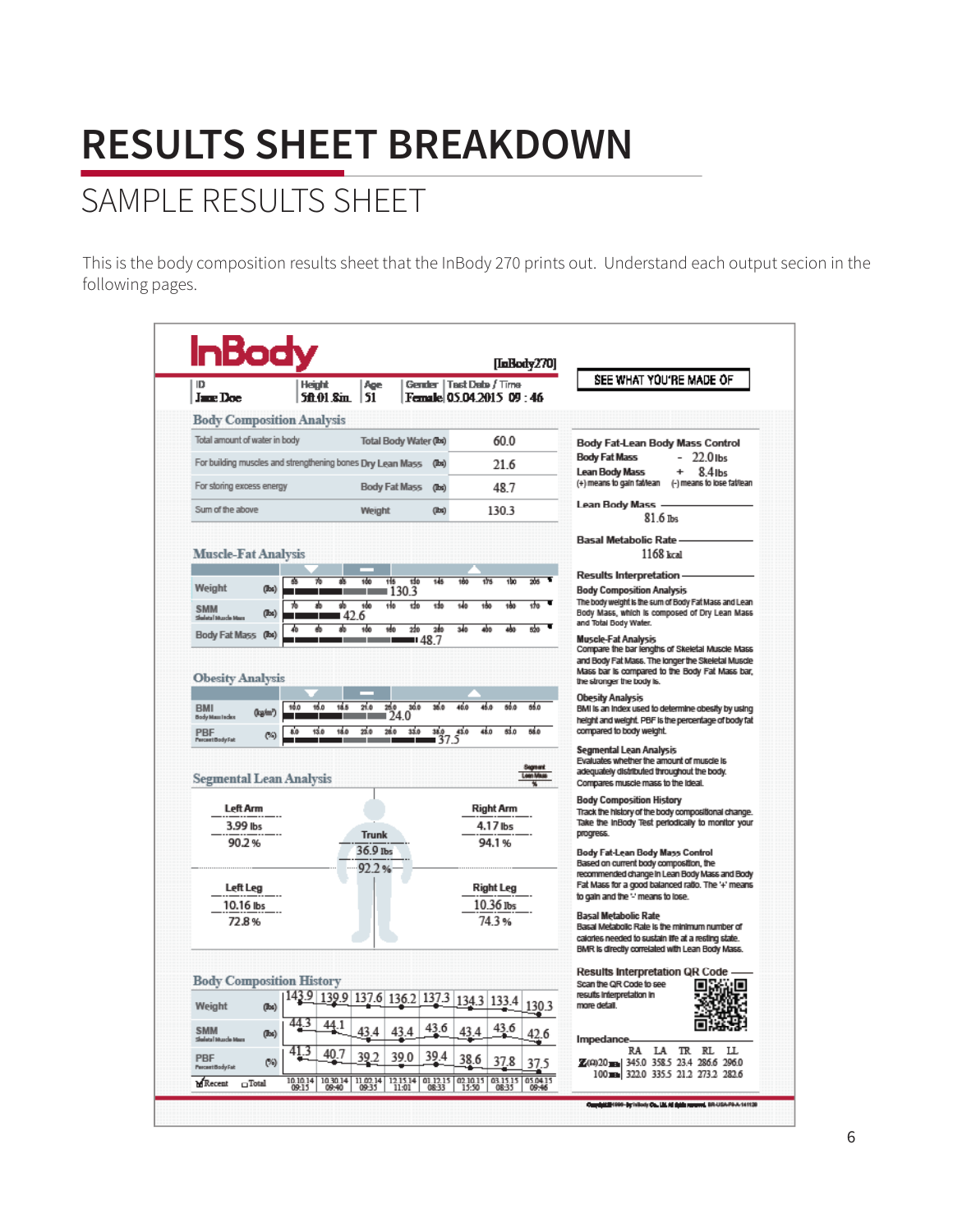# RESULTS SHEET BREAKDOWN

## SAMPLE RESULTS SHEET

This is the body composition results sheet that the InBody 270 prints out. Understand each output secion in the following pages.

**InBody** [InBody270]

| ID | Height | Age | Gender | Test Date / Time |
|---|---|---|---|---|
| Jane Doe | 5ft.01.8in. | 51 | Female | 05.04.2015 09 : 46 |

SEE WHAT YOU'RE MADE OF

### Body Composition Analysis

| | | |
|---|---|---|
| Total amount of water in body | Total Body Water (lbs) | 60.0 |
| For building muscles and strengthening bones | Dry Lean Mass (lbs) | 21.6 |
| For storing excess energy | Body Fat Mass (lbs) | 48.7 |
| Sum of the above | Weight (lbs) | 130.3 |

### Muscle-Fat Analysis

| | | |
|---|---|---|
| Weight | (lbs) | 130.3 |
| SMM Skeletal Muscle Mass | (lbs) | 42.6 |
| Body Fat Mass | (lbs) | 48.7 |

### Obesity Analysis

| | | |
|---|---|---|
| BMI Body Mass Index | (kg/m²) | 24.0 |
| PBF Percent Body Fat | (%) | 37.5 |

### Segmental Lean Analysis

| Segment | Lean Mass | % |
|---|---|---|
| Left Arm | 3.99 lbs | 90.2 % |
| Right Arm | 4.17 lbs | 94.1 % |
| Trunk | 36.9 lbs | 92.2 % |
| Left Leg | 10.16 lbs | 72.8 % |
| Right Leg | 10.36 lbs | 74.3 % |

### Body Composition History

| | | | | | | | | |
|---|---|---|---|---|---|---|---|---|
| Weight (lbs) | 143.9 | 139.9 | 137.6 | 136.2 | 137.3 | 134.3 | 133.4 | 130.3 |
| SMM Skeletal Muscle Mass (lbs) | 44.3 | 44.1 | 43.4 | 43.4 | 43.6 | 43.4 | 43.6 | 42.6 |
| PBF Percent Body Fat (%) | 41.3 | 40.7 | 39.2 | 39.0 | 39.4 | 38.6 | 37.8 | 37.5 |
| ☑ Recent ☐ Total | 10.10.14 09:15 | 10.30.14 09:40 | 11.02.14 09:35 | 12.15.14 11:01 | 01.12.15 08:33 | 02.10.15 15:50 | 03.15.15 08:35 | 05.04.15 09:46 |

### Body Fat-Lean Body Mass Control

Body Fat Mass - 22.0 lbs

Lean Body Mass + 8.4 lbs

(+) means to gain fat/lean (-) means to lose fat/lean

### Lean Body Mass

81.6 lbs

### Basal Metabolic Rate

1168 kcal

### Results Interpretation

**Body Composition Analysis**
The body weight is the sum of Body Fat Mass and Lean Body Mass, which is composed of Dry Lean Mass and Total Body Water.

**Muscle-Fat Analysis**
Compare the bar lengths of Skeletal Muscle Mass and Body Fat Mass. The longer the Skeletal Muscle Mass bar is compared to the Body Fat Mass bar, the stronger the body is.

**Obesity Analysis**
BMI is an index used to determine obesity by using height and weight. PBF is the percentage of body fat compared to body weight.

**Segmental Lean Analysis**
Evaluates whether the amount of muscle is adequately distributed throughout the body. Compares muscle mass to the ideal.

**Body Composition History**
Track the history of the body compositional change. Take the InBody Test periodically to monitor your progress.

**Body Fat-Lean Body Mass Control**
Based on current body composition, the recommended change in Lean Body Mass and Body Fat Mass for a good balanced ratio. The '+' means to gain and the '-' means to lose.

**Basal Metabolic Rate**
Basal Metabolic Rate is the minimum number of calories needed to sustain life at a resting state. BMR is directly correlated with Lean Body Mass.

### Results Interpretation QR Code

Scan the QR Code to see results interpretation in more detail.

### Impedance

| Z(Ω) | RA | LA | TR | RL | LL |
|---|---|---|---|---|---|
| 20 kHz | 345.0 | 358.5 | 23.4 | 286.6 | 296.0 |
| 100 kHz | 322.0 | 335.5 | 21.2 | 273.2 | 282.6 |

Copyright©1996~ by InBody Co., Ltd. All rights reserved. BR-USA-F9-A-141120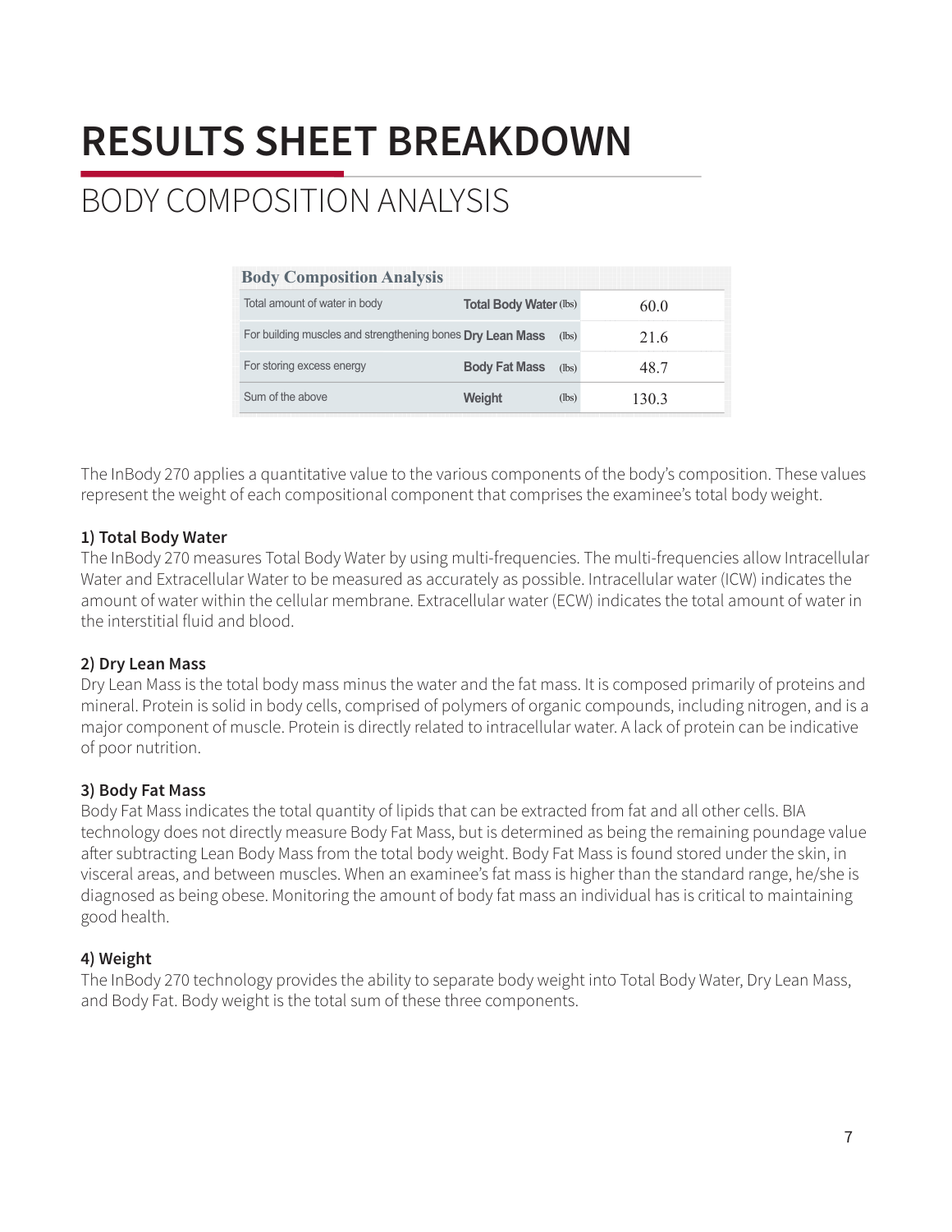# RESULTS SHEET BREAKDOWN

## BODY COMPOSITION ANALYSIS

| Body Composition Analysis | | | |
|---|---|---|---|
| Total amount of water in body | Total Body Water | (lbs) | 60.0 |
| For building muscles and strengthening bones | Dry Lean Mass | (lbs) | 21.6 |
| For storing excess energy | Body Fat Mass | (lbs) | 48.7 |
| Sum of the above | Weight | (lbs) | 130.3 |

The InBody 270 applies a quantitative value to the various components of the body's composition. These values represent the weight of each compositional component that comprises the examinee's total body weight.

**1) Total Body Water**
The InBody 270 measures Total Body Water by using multi-frequencies. The multi-frequencies allow Intracellular Water and Extracellular Water to be measured as accurately as possible. Intracellular water (ICW) indicates the amount of water within the cellular membrane. Extracellular water (ECW) indicates the total amount of water in the interstitial fluid and blood.

**2) Dry Lean Mass**
Dry Lean Mass is the total body mass minus the water and the fat mass. It is composed primarily of proteins and mineral. Protein is solid in body cells, comprised of polymers of organic compounds, including nitrogen, and is a major component of muscle. Protein is directly related to intracellular water. A lack of protein can be indicative of poor nutrition.

**3) Body Fat Mass**
Body Fat Mass indicates the total quantity of lipids that can be extracted from fat and all other cells. BIA technology does not directly measure Body Fat Mass, but is determined as being the remaining poundage value after subtracting Lean Body Mass from the total body weight. Body Fat Mass is found stored under the skin, in visceral areas, and between muscles. When an examinee's fat mass is higher than the standard range, he/she is diagnosed as being obese. Monitoring the amount of body fat mass an individual has is critical to maintaining good health.

**4) Weight**
The InBody 270 technology provides the ability to separate body weight into Total Body Water, Dry Lean Mass, and Body Fat. Body weight is the total sum of these three components.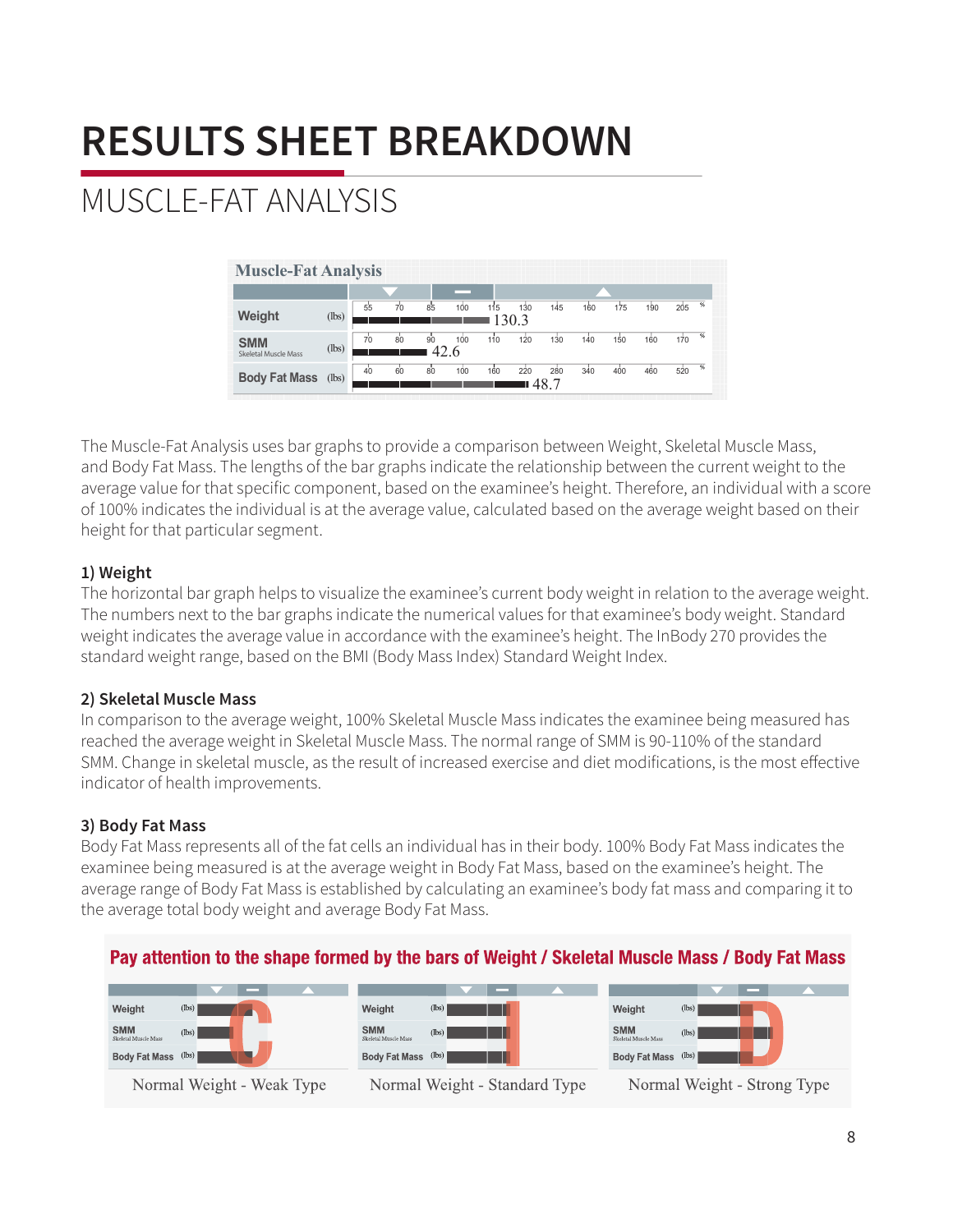# RESULTS SHEET BREAKDOWN

## MUSCLE-FAT ANALYSIS

The Muscle-Fat Analysis uses bar graphs to provide a comparison between Weight, Skeletal Muscle Mass, and Body Fat Mass. The lengths of the bar graphs indicate the relationship between the current weight to the average value for that specific component, based on the examinee's height. Therefore, an individual with a score of 100% indicates the individual is at the average value, calculated based on the average weight based on their height for that particular segment.

### 1) Weight

The horizontal bar graph helps to visualize the examinee's current body weight in relation to the average weight. The numbers next to the bar graphs indicate the numerical values for that examinee's body weight. Standard weight indicates the average value in accordance with the examinee's height. The InBody 270 provides the standard weight range, based on the BMI (Body Mass Index) Standard Weight Index.

### 2) Skeletal Muscle Mass

In comparison to the average weight, 100% Skeletal Muscle Mass indicates the examinee being measured has reached the average weight in Skeletal Muscle Mass. The normal range of SMM is 90-110% of the standard SMM. Change in skeletal muscle, as the result of increased exercise and diet modifications, is the most effective indicator of health improvements.

### 3) Body Fat Mass

Body Fat Mass represents all of the fat cells an individual has in their body. 100% Body Fat Mass indicates the examinee being measured is at the average weight in Body Fat Mass, based on the examinee's height. The average range of Body Fat Mass is established by calculating an examinee's body fat mass and comparing it to the average total body weight and average Body Fat Mass.

**Pay attention to the shape formed by the bars of Weight / Skeletal Muscle Mass / Body Fat Mass**

Normal Weight - Weak Type

Normal Weight - Standard Type

Normal Weight - Strong Type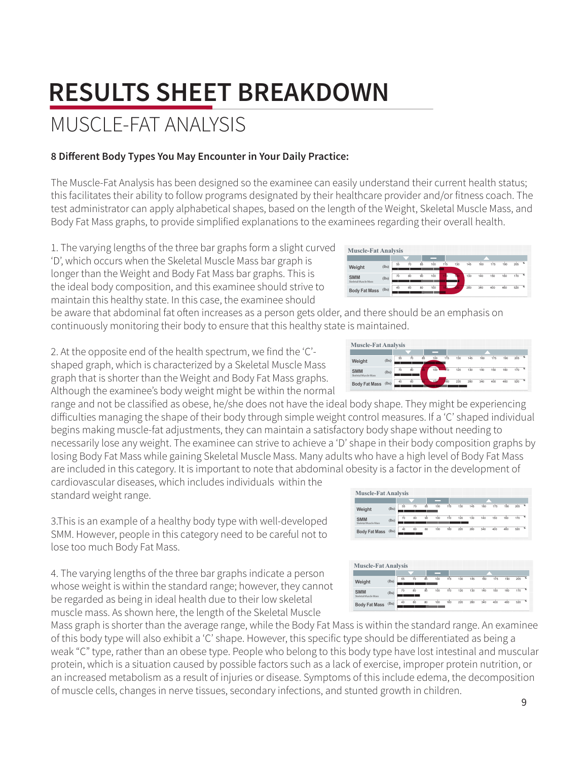# RESULTS SHEET BREAKDOWN

## MUSCLE-FAT ANALYSIS

**8 Different Body Types You May Encounter in Your Daily Practice:**

The Muscle-Fat Analysis has been designed so the examinee can easily understand their current health status; this facilitates their ability to follow programs designated by their healthcare provider and/or fitness coach. The test administrator can apply alphabetical shapes, based on the length of the Weight, Skeletal Muscle Mass, and Body Fat Mass graphs, to provide simplified explanations to the examinees regarding their overall health.

1. The varying lengths of the three bar graphs form a slight curved 'D', which occurs when the Skeletal Muscle Mass bar graph is longer than the Weight and Body Fat Mass bar graphs. This is the ideal body composition, and this examinee should strive to maintain this healthy state. In this case, the examinee should be aware that abdominal fat often increases as a person gets older, and there should be an emphasis on continuously monitoring their body to ensure that this healthy state is maintained.

2. At the opposite end of the health spectrum, we find the 'C'-shaped graph, which is characterized by a Skeletal Muscle Mass graph that is shorter than the Weight and Body Fat Mass graphs. Although the examinee's body weight might be within the normal range and not be classified as obese, he/she does not have the ideal body shape. They might be experiencing difficulties managing the shape of their body through simple weight control measures. If a 'C' shaped individual begins making muscle-fat adjustments, they can maintain a satisfactory body shape without needing to necessarily lose any weight. The examinee can strive to achieve a 'D' shape in their body composition graphs by losing Body Fat Mass while gaining Skeletal Muscle Mass. Many adults who have a high level of Body Fat Mass are included in this category. It is important to note that abdominal obesity is a factor in the development of cardiovascular diseases, which includes individuals within the standard weight range.

3.This is an example of a healthy body type with well-developed SMM. However, people in this category need to be careful not to lose too much Body Fat Mass.

4. The varying lengths of the three bar graphs indicate a person whose weight is within the standard range; however, they cannot be regarded as being in ideal health due to their low skeletal muscle mass. As shown here, the length of the Skeletal Muscle Mass graph is shorter than the average range, while the Body Fat Mass is within the standard range. An examinee of this body type will also exhibit a 'C' shape. However, this specific type should be differentiated as being a weak "C" type, rather than an obese type. People who belong to this body type have lost intestinal and muscular protein, which is a situation caused by possible factors such as a lack of exercise, improper protein nutrition, or an increased metabolism as a result of injuries or disease. Symptoms of this include edema, the decomposition of muscle cells, changes in nerve tissues, secondary infections, and stunted growth in children.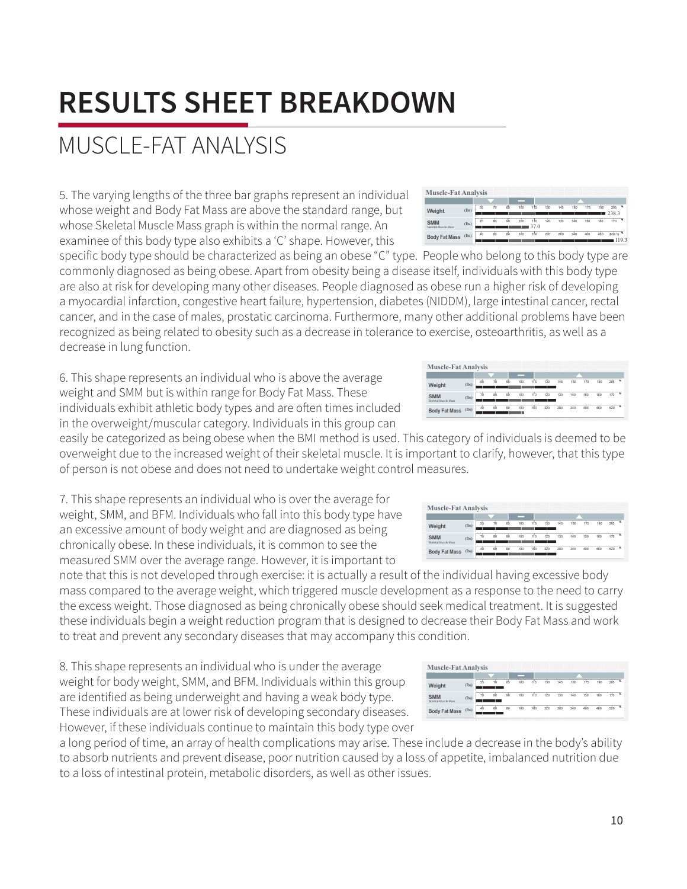# RESULTS SHEET BREAKDOWN

## MUSCLE-FAT ANALYSIS

5. The varying lengths of the three bar graphs represent an individual whose weight and Body Fat Mass are above the standard range, but whose Skeletal Muscle Mass graph is within the normal range. An examinee of this body type also exhibits a 'C' shape. However, this specific body type should be characterized as being an obese "C" type. People who belong to this body type are commonly diagnosed as being obese. Apart from obesity being a disease itself, individuals with this body type are also at risk for developing many other diseases. People diagnosed as obese run a higher risk of developing a myocardial infarction, congestive heart failure, hypertension, diabetes (NIDDM), large intestinal cancer, rectal cancer, and in the case of males, prostatic carcinoma. Furthermore, many other additional problems have been recognized as being related to obesity such as a decrease in tolerance to exercise, osteoarthritis, as well as a decrease in lung function.

6. This shape represents an individual who is above the average weight and SMM but is within range for Body Fat Mass. These individuals exhibit athletic body types and are often times included in the overweight/muscular category. Individuals in this group can easily be categorized as being obese when the BMI method is used. This category of individuals is deemed to be overweight due to the increased weight of their skeletal muscle. It is important to clarify, however, that this type of person is not obese and does not need to undertake weight control measures.

7. This shape represents an individual who is over the average for weight, SMM, and BFM. Individuals who fall into this body type have an excessive amount of body weight and are diagnosed as being chronically obese. In these individuals, it is common to see the measured SMM over the average range. However, it is important to note that this is not developed through exercise: it is actually a result of the individual having excessive body mass compared to the average weight, which triggered muscle development as a response to the need to carry the excess weight. Those diagnosed as being chronically obese should seek medical treatment. It is suggested these individuals begin a weight reduction program that is designed to decrease their Body Fat Mass and work to treat and prevent any secondary diseases that may accompany this condition.

8. This shape represents an individual who is under the average weight for body weight, SMM, and BFM. Individuals within this group are identified as being underweight and having a weak body type. These individuals are at lower risk of developing secondary diseases. However, if these individuals continue to maintain this body type over a long period of time, an array of health complications may arise. These include a decrease in the body's ability to absorb nutrients and prevent disease, poor nutrition caused by a loss of appetite, imbalanced nutrition due to a loss of intestinal protein, metabolic disorders, as well as other issues.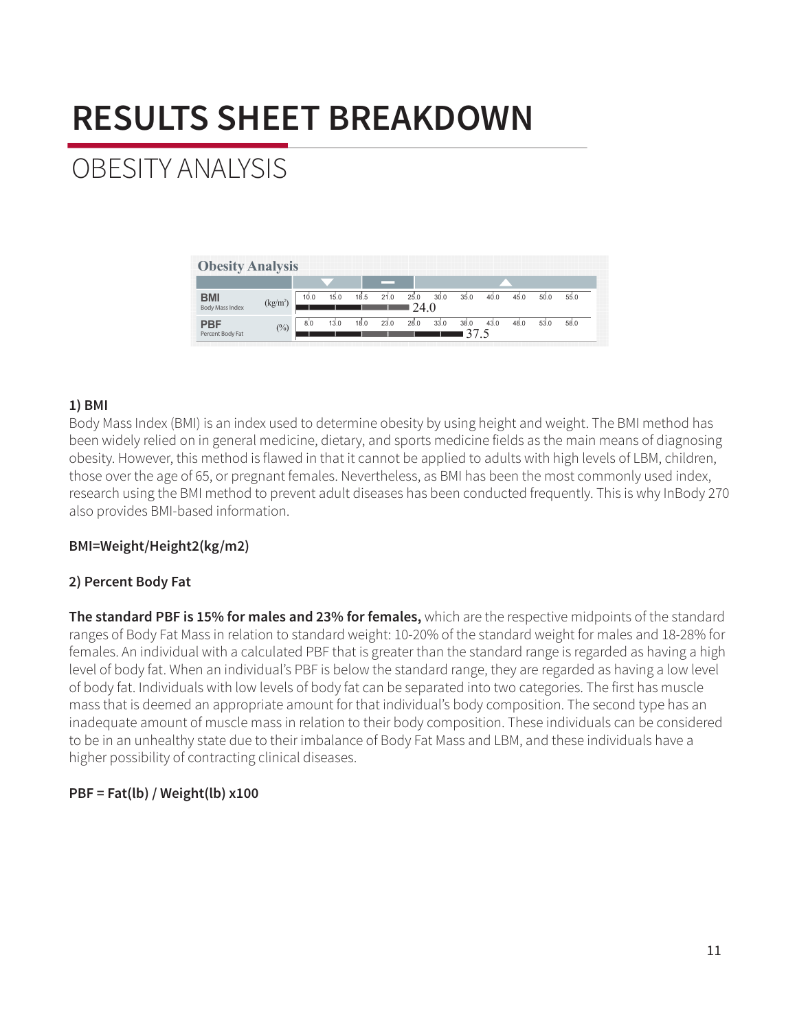# RESULTS SHEET BREAKDOWN

## OBESITY ANALYSIS

| Obesity Analysis | | ▼ | — | ▲ |
|---|---|---|---|---|
| **BMI** Body Mass Index | ($kg/m^2$) | 10.0 15.0 18.5 | 21.0 25.0 | 30.0 35.0 40.0 45.0 50.0 55.0 |
| | | | 24.0 | |
| **PBF** Percent Body Fat | (%) | 8.0 13.0 18.0 | 23.0 28.0 | 33.0 38.0 43.0 48.0 53.0 58.0 |
| | | | | 37.5 |

### 1) BMI

Body Mass Index (BMI) is an index used to determine obesity by using height and weight. The BMI method has been widely relied on in general medicine, dietary, and sports medicine fields as the main means of diagnosing obesity. However, this method is flawed in that it cannot be applied to adults with high levels of LBM, children, those over the age of 65, or pregnant females. Nevertheless, as BMI has been the most commonly used index, research using the BMI method to prevent adult diseases has been conducted frequently. This is why InBody 270 also provides BMI-based information.

**BMI=Weight/Height2(kg/m2)**

### 2) Percent Body Fat

**The standard PBF is 15% for males and 23% for females,** which are the respective midpoints of the standard ranges of Body Fat Mass in relation to standard weight: 10-20% of the standard weight for males and 18-28% for females. An individual with a calculated PBF that is greater than the standard range is regarded as having a high level of body fat. When an individual's PBF is below the standard range, they are regarded as having a low level of body fat. Individuals with low levels of body fat can be separated into two categories. The first has muscle mass that is deemed an appropriate amount for that individual's body composition. The second type has an inadequate amount of muscle mass in relation to their body composition. These individuals can be considered to be in an unhealthy state due to their imbalance of Body Fat Mass and LBM, and these individuals have a higher possibility of contracting clinical diseases.

**PBF = Fat(lb) / Weight(lb) x100**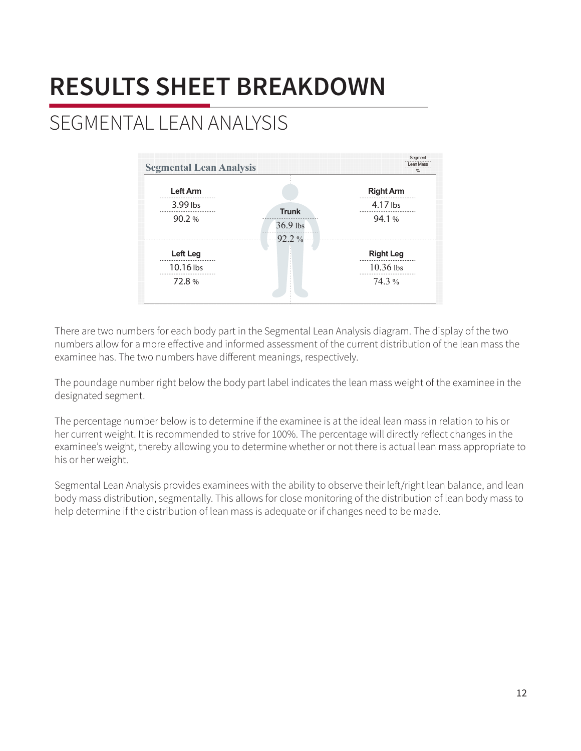# RESULTS SHEET BREAKDOWN

## SEGMENTAL LEAN ANALYSIS

**Segmental Lean Analysis**

| Segment | Lean Mass | % |
|---|---|---|
| Left Arm | 3.99 lbs | 90.2 % |
| Right Arm | 4.17 lbs | 94.1 % |
| Trunk | 36.9 lbs | 92.2 % |
| Left Leg | 10.16 lbs | 72.8 % |
| Right Leg | 10.36 lbs | 74.3 % |

There are two numbers for each body part in the Segmental Lean Analysis diagram. The display of the two numbers allow for a more effective and informed assessment of the current distribution of the lean mass the examinee has. The two numbers have different meanings, respectively.

The poundage number right below the body part label indicates the lean mass weight of the examinee in the designated segment.

The percentage number below is to determine if the examinee is at the ideal lean mass in relation to his or her current weight. It is recommended to strive for 100%. The percentage will directly reflect changes in the examinee's weight, thereby allowing you to determine whether or not there is actual lean mass appropriate to his or her weight.

Segmental Lean Analysis provides examinees with the ability to observe their left/right lean balance, and lean body mass distribution, segmentally. This allows for close monitoring of the distribution of lean body mass to help determine if the distribution of lean mass is adequate or if changes need to be made.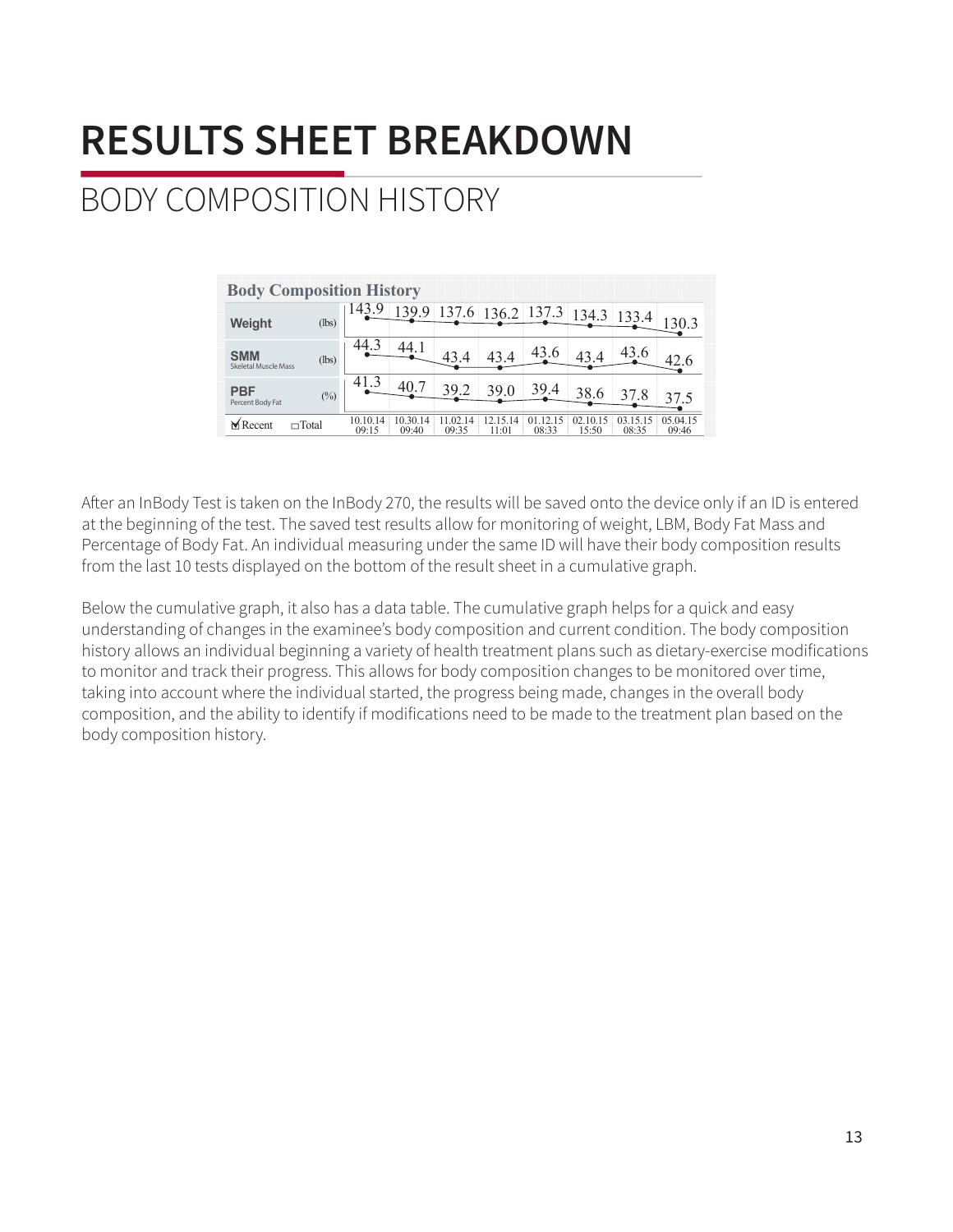# RESULTS SHEET BREAKDOWN

## BODY COMPOSITION HISTORY

**Body Composition History**

| | | 10.10.14 09:15 | 10.30.14 09:40 | 11.02.14 09:35 | 12.15.14 11:01 | 01.12.15 08:33 | 02.10.15 15:50 | 03.15.15 08:35 | 05.04.15 09:46 |
|---|---|---|---|---|---|---|---|---|---|
| Weight | (lbs) | 143.9 | 139.9 | 137.6 | 136.2 | 137.3 | 134.3 | 133.4 | 130.3 |
| SMM Skeletal Muscle Mass | (lbs) | 44.3 | 44.1 | 43.4 | 43.4 | 43.6 | 43.4 | 43.6 | 42.6 |
| PBF Percent Body Fat | (%) | 41.3 | 40.7 | 39.2 | 39.0 | 39.4 | 38.6 | 37.8 | 37.5 |

☑ Recent ☐ Total

After an InBody Test is taken on the InBody 270, the results will be saved onto the device only if an ID is entered at the beginning of the test. The saved test results allow for monitoring of weight, LBM, Body Fat Mass and Percentage of Body Fat. An individual measuring under the same ID will have their body composition results from the last 10 tests displayed on the bottom of the result sheet in a cumulative graph.

Below the cumulative graph, it also has a data table. The cumulative graph helps for a quick and easy understanding of changes in the examinee's body composition and current condition. The body composition history allows an individual beginning a variety of health treatment plans such as dietary-exercise modifications to monitor and track their progress. This allows for body composition changes to be monitored over time, taking into account where the individual started, the progress being made, changes in the overall body composition, and the ability to identify if modifications need to be made to the treatment plan based on the body composition history.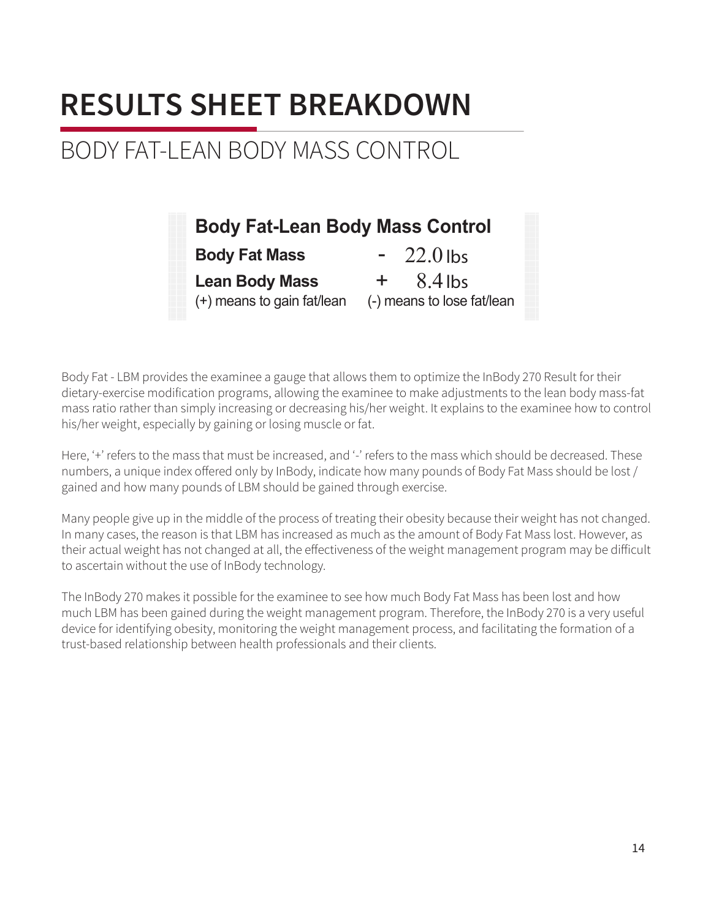# RESULTS SHEET BREAKDOWN

## BODY FAT-LEAN BODY MASS CONTROL

| Body Fat-Lean Body Mass Control | |
|---|---|
| **Body Fat Mass** | - 22.0 lbs |
| **Lean Body Mass** | + 8.4 lbs |
| (+) means to gain fat/lean | (-) means to lose fat/lean |

Body Fat - LBM provides the examinee a gauge that allows them to optimize the InBody 270 Result for their dietary-exercise modification programs, allowing the examinee to make adjustments to the lean body mass-fat mass ratio rather than simply increasing or decreasing his/her weight. It explains to the examinee how to control his/her weight, especially by gaining or losing muscle or fat.

Here, '+' refers to the mass that must be increased, and '-' refers to the mass which should be decreased. These numbers, a unique index offered only by InBody, indicate how many pounds of Body Fat Mass should be lost / gained and how many pounds of LBM should be gained through exercise.

Many people give up in the middle of the process of treating their obesity because their weight has not changed. In many cases, the reason is that LBM has increased as much as the amount of Body Fat Mass lost. However, as their actual weight has not changed at all, the effectiveness of the weight management program may be difficult to ascertain without the use of InBody technology.

The InBody 270 makes it possible for the examinee to see how much Body Fat Mass has been lost and how much LBM has been gained during the weight management program. Therefore, the InBody 270 is a very useful device for identifying obesity, monitoring the weight management process, and facilitating the formation of a trust-based relationship between health professionals and their clients.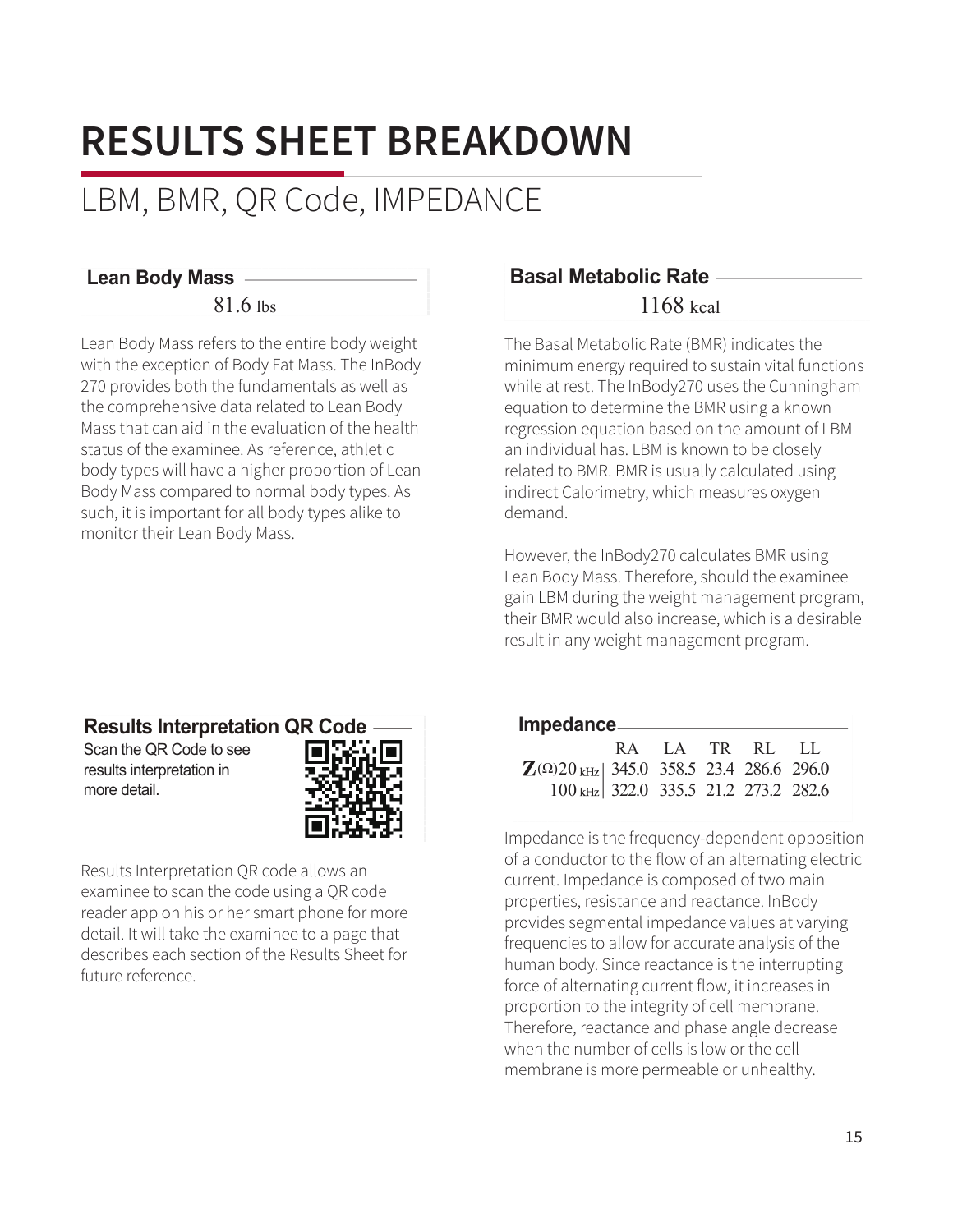# RESULTS SHEET BREAKDOWN

## LBM, BMR, QR Code, IMPEDANCE

### Lean Body Mass

81.6 lbs

Lean Body Mass refers to the entire body weight with the exception of Body Fat Mass. The InBody 270 provides both the fundamentals as well as the comprehensive data related to Lean Body Mass that can aid in the evaluation of the health status of the examinee. As reference, athletic body types will have a higher proportion of Lean Body Mass compared to normal body types. As such, it is important for all body types alike to monitor their Lean Body Mass.

### Basal Metabolic Rate

1168 kcal

The Basal Metabolic Rate (BMR) indicates the minimum energy required to sustain vital functions while at rest. The InBody270 uses the Cunningham equation to determine the BMR using a known regression equation based on the amount of LBM an individual has. LBM is known to be closely related to BMR. BMR is usually calculated using indirect Calorimetry, which measures oxygen demand.

However, the InBody270 calculates BMR using Lean Body Mass. Therefore, should the examinee gain LBM during the weight management program, their BMR would also increase, which is a desirable result in any weight management program.

### Results Interpretation QR Code

Scan the QR Code to see results interpretation in more detail.

Results Interpretation QR code allows an examinee to scan the code using a QR code reader app on his or her smart phone for more detail. It will take the examinee to a page that describes each section of the Results Sheet for future reference.

### Impedance

| | RA | LA | TR | RL | LL |
|---|---|---|---|---|---|
| **Z**(Ω) 20 kHz | 345.0 | 358.5 | 23.4 | 286.6 | 296.0 |
| 100 kHz | 322.0 | 335.5 | 21.2 | 273.2 | 282.6 |

Impedance is the frequency-dependent opposition of a conductor to the flow of an alternating electric current. Impedance is composed of two main properties, resistance and reactance. InBody provides segmental impedance values at varying frequencies to allow for accurate analysis of the human body. Since reactance is the interrupting force of alternating current flow, it increases in proportion to the integrity of cell membrane. Therefore, reactance and phase angle decrease when the number of cells is low or the cell membrane is more permeable or unhealthy.